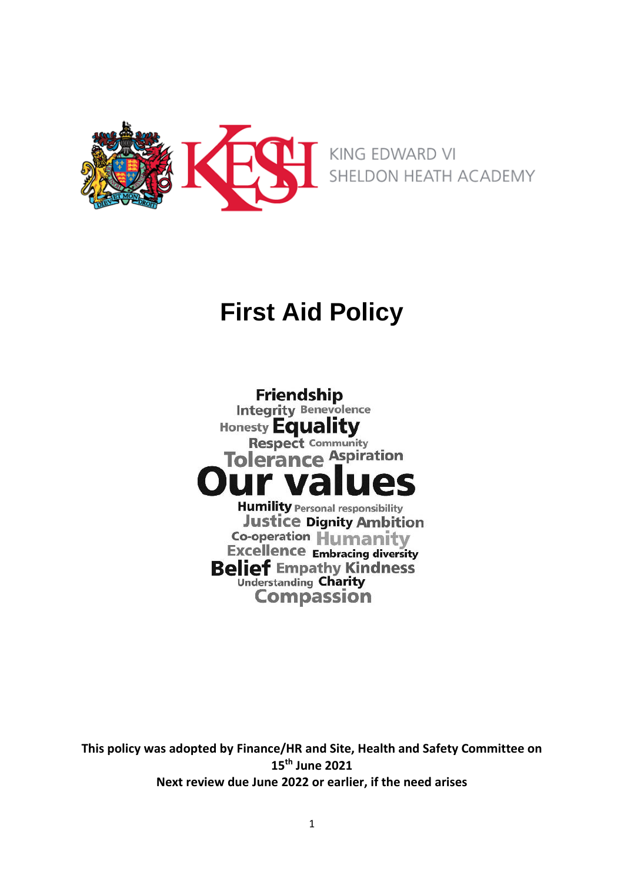KING EDWARD VI
SHELDON HEATH ACADEMY

# First Aid Policy

Friendship
Integrity Benevolence
Honesty Equality
Respect Community
Tolerance Aspiration
Our values
Humility Personal responsibility
Justice Dignity Ambition
Co-operation Humanity
Excellence Embracing diversity
Belief Empathy Kindness
Understanding Charity
Compassion

**This policy was adopted by Finance/HR and Site, Health and Safety Committee on 15th June 2021**
**Next review due June 2022 or earlier, if the need arises**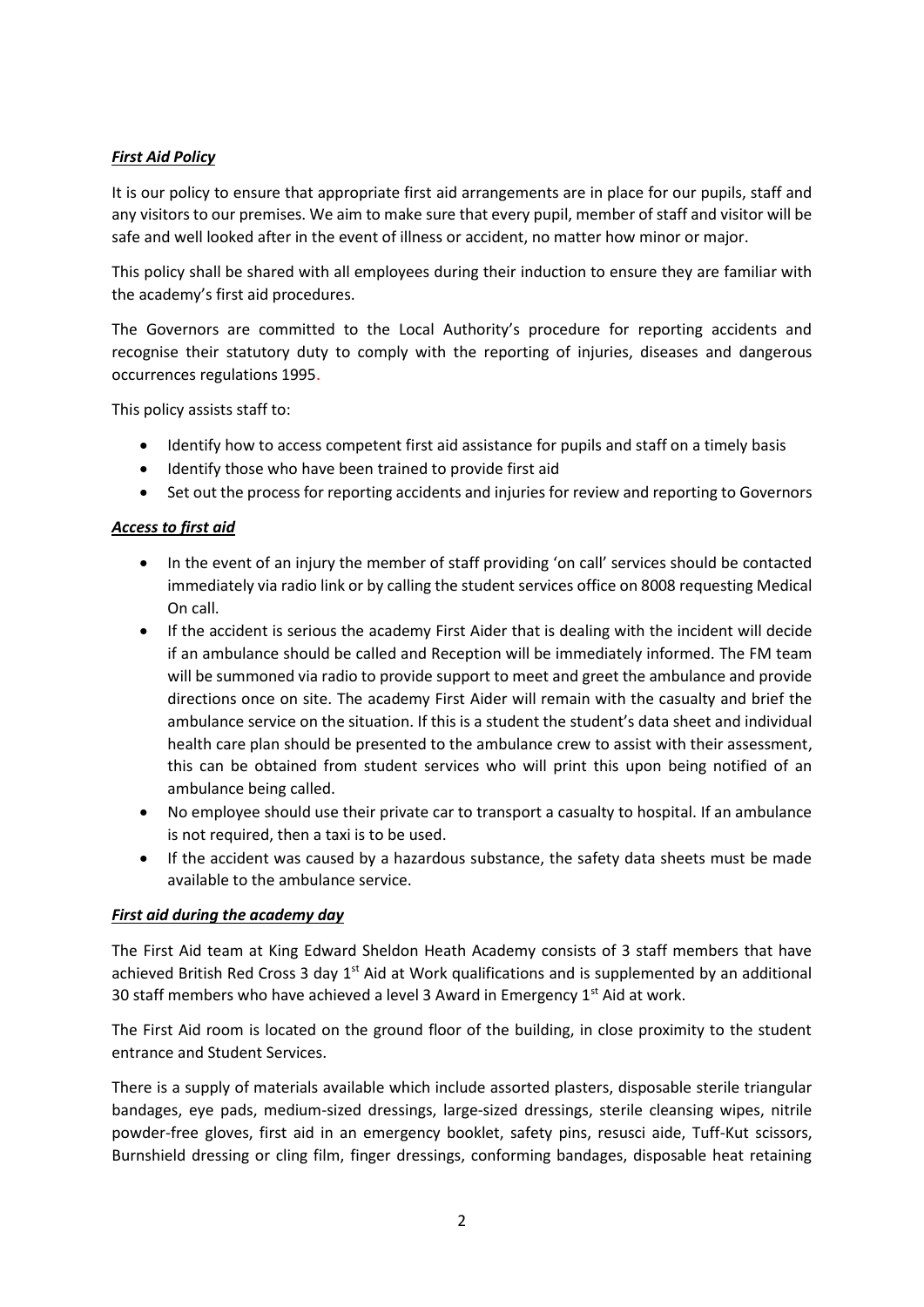***First Aid Policy***

It is our policy to ensure that appropriate first aid arrangements are in place for our pupils, staff and any visitors to our premises. We aim to make sure that every pupil, member of staff and visitor will be safe and well looked after in the event of illness or accident, no matter how minor or major.

This policy shall be shared with all employees during their induction to ensure they are familiar with the academy's first aid procedures.

The Governors are committed to the Local Authority's procedure for reporting accidents and recognise their statutory duty to comply with the reporting of injuries, diseases and dangerous occurrences regulations 1995.

This policy assists staff to:

- Identify how to access competent first aid assistance for pupils and staff on a timely basis
- Identify those who have been trained to provide first aid
- Set out the process for reporting accidents and injuries for review and reporting to Governors

***Access to first aid***

- In the event of an injury the member of staff providing 'on call' services should be contacted immediately via radio link or by calling the student services office on 8008 requesting Medical On call.
- If the accident is serious the academy First Aider that is dealing with the incident will decide if an ambulance should be called and Reception will be immediately informed. The FM team will be summoned via radio to provide support to meet and greet the ambulance and provide directions once on site. The academy First Aider will remain with the casualty and brief the ambulance service on the situation. If this is a student the student's data sheet and individual health care plan should be presented to the ambulance crew to assist with their assessment, this can be obtained from student services who will print this upon being notified of an ambulance being called.
- No employee should use their private car to transport a casualty to hospital. If an ambulance is not required, then a taxi is to be used.
- If the accident was caused by a hazardous substance, the safety data sheets must be made available to the ambulance service.

***First aid during the academy day***

The First Aid team at King Edward Sheldon Heath Academy consists of 3 staff members that have achieved British Red Cross 3 day 1st Aid at Work qualifications and is supplemented by an additional 30 staff members who have achieved a level 3 Award in Emergency 1st Aid at work.

The First Aid room is located on the ground floor of the building, in close proximity to the student entrance and Student Services.

There is a supply of materials available which include assorted plasters, disposable sterile triangular bandages, eye pads, medium-sized dressings, large-sized dressings, sterile cleansing wipes, nitrile powder-free gloves, first aid in an emergency booklet, safety pins, resusci aide, Tuff-Kut scissors, Burnshield dressing or cling film, finger dressings, conforming bandages, disposable heat retaining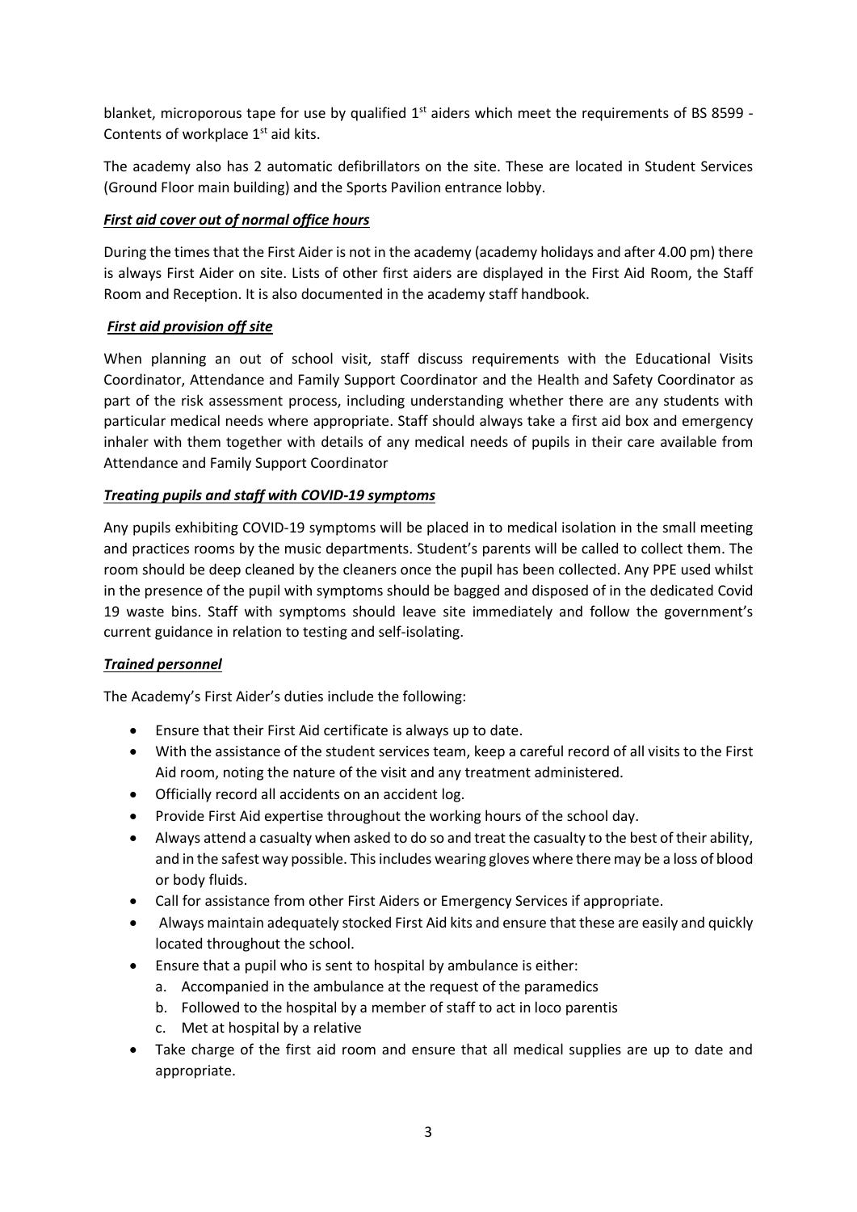blanket, microporous tape for use by qualified 1st aiders which meet the requirements of BS 8599 - Contents of workplace 1st aid kits.

The academy also has 2 automatic defibrillators on the site. These are located in Student Services (Ground Floor main building) and the Sports Pavilion entrance lobby.

***First aid cover out of normal office hours***

During the times that the First Aider is not in the academy (academy holidays and after 4.00 pm) there is always First Aider on site. Lists of other first aiders are displayed in the First Aid Room, the Staff Room and Reception. It is also documented in the academy staff handbook.

***First aid provision off site***

When planning an out of school visit, staff discuss requirements with the Educational Visits Coordinator, Attendance and Family Support Coordinator and the Health and Safety Coordinator as part of the risk assessment process, including understanding whether there are any students with particular medical needs where appropriate. Staff should always take a first aid box and emergency inhaler with them together with details of any medical needs of pupils in their care available from Attendance and Family Support Coordinator

***Treating pupils and staff with COVID-19 symptoms***

Any pupils exhibiting COVID-19 symptoms will be placed in to medical isolation in the small meeting and practices rooms by the music departments. Student's parents will be called to collect them. The room should be deep cleaned by the cleaners once the pupil has been collected. Any PPE used whilst in the presence of the pupil with symptoms should be bagged and disposed of in the dedicated Covid 19 waste bins. Staff with symptoms should leave site immediately and follow the government's current guidance in relation to testing and self-isolating.

***Trained personnel***

The Academy's First Aider's duties include the following:

- Ensure that their First Aid certificate is always up to date.
- With the assistance of the student services team, keep a careful record of all visits to the First Aid room, noting the nature of the visit and any treatment administered.
- Officially record all accidents on an accident log.
- Provide First Aid expertise throughout the working hours of the school day.
- Always attend a casualty when asked to do so and treat the casualty to the best of their ability, and in the safest way possible. This includes wearing gloves where there may be a loss of blood or body fluids.
- Call for assistance from other First Aiders or Emergency Services if appropriate.
- Always maintain adequately stocked First Aid kits and ensure that these are easily and quickly located throughout the school.
- Ensure that a pupil who is sent to hospital by ambulance is either:
    a. Accompanied in the ambulance at the request of the paramedics
    b. Followed to the hospital by a member of staff to act in loco parentis
    c. Met at hospital by a relative
- Take charge of the first aid room and ensure that all medical supplies are up to date and appropriate.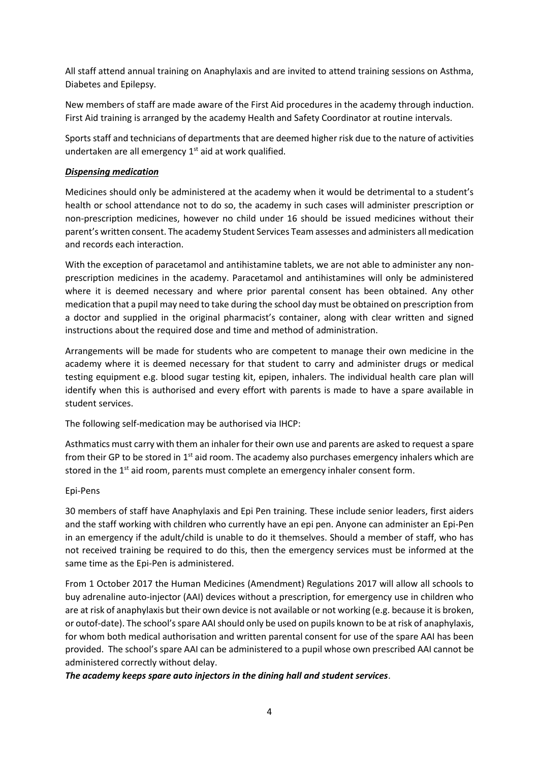All staff attend annual training on Anaphylaxis and are invited to attend training sessions on Asthma, Diabetes and Epilepsy.

New members of staff are made aware of the First Aid procedures in the academy through induction. First Aid training is arranged by the academy Health and Safety Coordinator at routine intervals.

Sports staff and technicians of departments that are deemed higher risk due to the nature of activities undertaken are all emergency 1st aid at work qualified.

***Dispensing medication***

Medicines should only be administered at the academy when it would be detrimental to a student's health or school attendance not to do so, the academy in such cases will administer prescription or non-prescription medicines, however no child under 16 should be issued medicines without their parent's written consent. The academy Student Services Team assesses and administers all medication and records each interaction.

With the exception of paracetamol and antihistamine tablets, we are not able to administer any non-prescription medicines in the academy. Paracetamol and antihistamines will only be administered where it is deemed necessary and where prior parental consent has been obtained. Any other medication that a pupil may need to take during the school day must be obtained on prescription from a doctor and supplied in the original pharmacist's container, along with clear written and signed instructions about the required dose and time and method of administration.

Arrangements will be made for students who are competent to manage their own medicine in the academy where it is deemed necessary for that student to carry and administer drugs or medical testing equipment e.g. blood sugar testing kit, epipen, inhalers. The individual health care plan will identify when this is authorised and every effort with parents is made to have a spare available in student services.

The following self-medication may be authorised via IHCP:

Asthmatics must carry with them an inhaler for their own use and parents are asked to request a spare from their GP to be stored in 1st aid room. The academy also purchases emergency inhalers which are stored in the 1st aid room, parents must complete an emergency inhaler consent form.

Epi-Pens

30 members of staff have Anaphylaxis and Epi Pen training. These include senior leaders, first aiders and the staff working with children who currently have an epi pen. Anyone can administer an Epi-Pen in an emergency if the adult/child is unable to do it themselves. Should a member of staff, who has not received training be required to do this, then the emergency services must be informed at the same time as the Epi-Pen is administered.

From 1 October 2017 the Human Medicines (Amendment) Regulations 2017 will allow all schools to buy adrenaline auto-injector (AAI) devices without a prescription, for emergency use in children who are at risk of anaphylaxis but their own device is not available or not working (e.g. because it is broken, or outof-date). The school's spare AAI should only be used on pupils known to be at risk of anaphylaxis, for whom both medical authorisation and written parental consent for use of the spare AAI has been provided. The school's spare AAI can be administered to a pupil whose own prescribed AAI cannot be administered correctly without delay.

***The academy keeps spare auto injectors in the dining hall and student services***.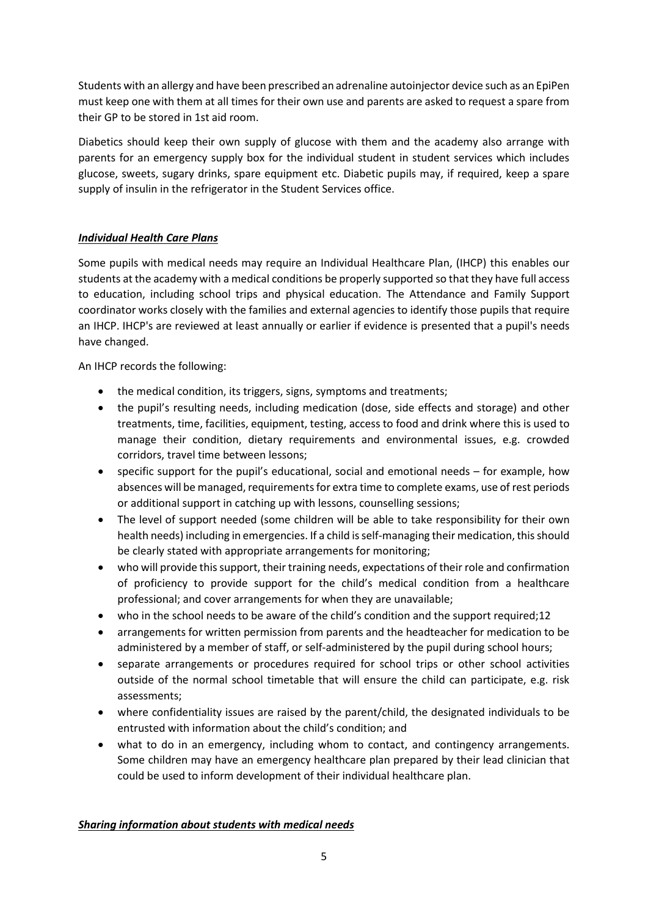Students with an allergy and have been prescribed an adrenaline autoinjector device such as an EpiPen must keep one with them at all times for their own use and parents are asked to request a spare from their GP to be stored in 1st aid room.

Diabetics should keep their own supply of glucose with them and the academy also arrange with parents for an emergency supply box for the individual student in student services which includes glucose, sweets, sugary drinks, spare equipment etc. Diabetic pupils may, if required, keep a spare supply of insulin in the refrigerator in the Student Services office.

***Individual Health Care Plans***

Some pupils with medical needs may require an Individual Healthcare Plan, (IHCP) this enables our students at the academy with a medical conditions be properly supported so that they have full access to education, including school trips and physical education. The Attendance and Family Support coordinator works closely with the families and external agencies to identify those pupils that require an IHCP. IHCP's are reviewed at least annually or earlier if evidence is presented that a pupil's needs have changed.

An IHCP records the following:

- the medical condition, its triggers, signs, symptoms and treatments;
- the pupil's resulting needs, including medication (dose, side effects and storage) and other treatments, time, facilities, equipment, testing, access to food and drink where this is used to manage their condition, dietary requirements and environmental issues, e.g. crowded corridors, travel time between lessons;
- specific support for the pupil's educational, social and emotional needs – for example, how absences will be managed, requirements for extra time to complete exams, use of rest periods or additional support in catching up with lessons, counselling sessions;
- The level of support needed (some children will be able to take responsibility for their own health needs) including in emergencies. If a child is self-managing their medication, this should be clearly stated with appropriate arrangements for monitoring;
- who will provide this support, their training needs, expectations of their role and confirmation of proficiency to provide support for the child's medical condition from a healthcare professional; and cover arrangements for when they are unavailable;
- who in the school needs to be aware of the child's condition and the support required;12
- arrangements for written permission from parents and the headteacher for medication to be administered by a member of staff, or self-administered by the pupil during school hours;
- separate arrangements or procedures required for school trips or other school activities outside of the normal school timetable that will ensure the child can participate, e.g. risk assessments;
- where confidentiality issues are raised by the parent/child, the designated individuals to be entrusted with information about the child's condition; and
- what to do in an emergency, including whom to contact, and contingency arrangements. Some children may have an emergency healthcare plan prepared by their lead clinician that could be used to inform development of their individual healthcare plan.

***Sharing information about students with medical needs***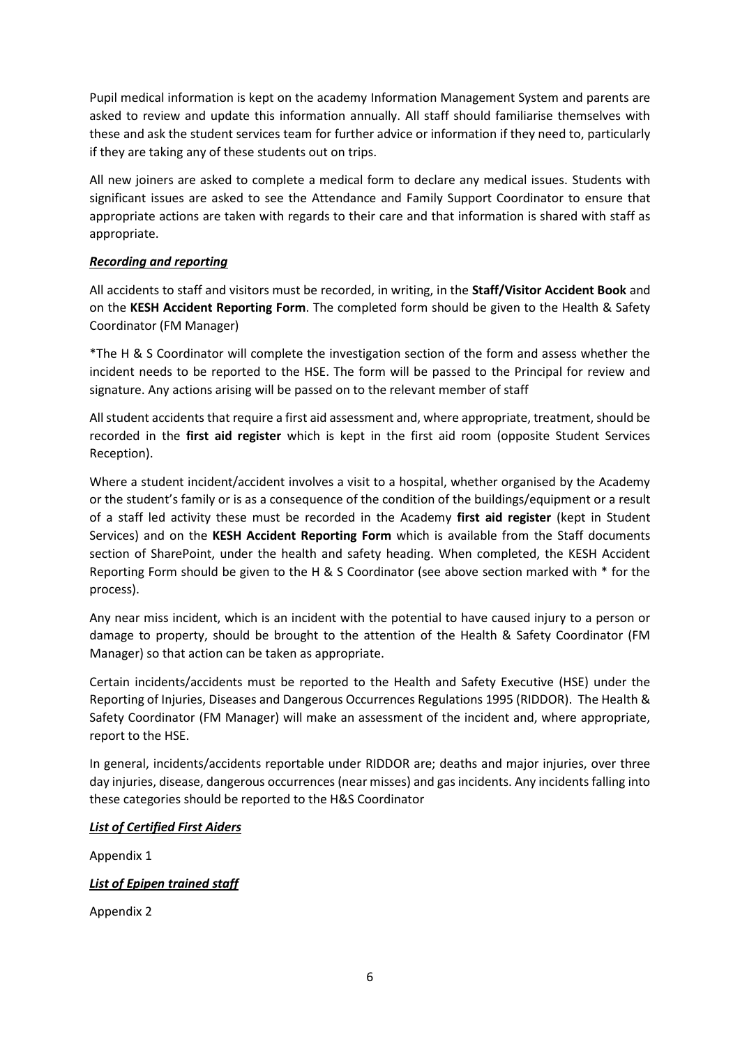Pupil medical information is kept on the academy Information Management System and parents are asked to review and update this information annually. All staff should familiarise themselves with these and ask the student services team for further advice or information if they need to, particularly if they are taking any of these students out on trips.

All new joiners are asked to complete a medical form to declare any medical issues. Students with significant issues are asked to see the Attendance and Family Support Coordinator to ensure that appropriate actions are taken with regards to their care and that information is shared with staff as appropriate.

***Recording and reporting***

All accidents to staff and visitors must be recorded, in writing, in the **Staff/Visitor Accident Book** and on the **KESH Accident Reporting Form**. The completed form should be given to the Health & Safety Coordinator (FM Manager)

*The H & S Coordinator will complete the investigation section of the form and assess whether the incident needs to be reported to the HSE. The form will be passed to the Principal for review and signature. Any actions arising will be passed on to the relevant member of staff

All student accidents that require a first aid assessment and, where appropriate, treatment, should be recorded in the **first aid register** which is kept in the first aid room (opposite Student Services Reception).

Where a student incident/accident involves a visit to a hospital, whether organised by the Academy or the student's family or is as a consequence of the condition of the buildings/equipment or a result of a staff led activity these must be recorded in the Academy **first aid register** (kept in Student Services) and on the **KESH Accident Reporting Form** which is available from the Staff documents section of SharePoint, under the health and safety heading. When completed, the KESH Accident Reporting Form should be given to the H & S Coordinator (see above section marked with * for the process).

Any near miss incident, which is an incident with the potential to have caused injury to a person or damage to property, should be brought to the attention of the Health & Safety Coordinator (FM Manager) so that action can be taken as appropriate.

Certain incidents/accidents must be reported to the Health and Safety Executive (HSE) under the Reporting of Injuries, Diseases and Dangerous Occurrences Regulations 1995 (RIDDOR). The Health & Safety Coordinator (FM Manager) will make an assessment of the incident and, where appropriate, report to the HSE.

In general, incidents/accidents reportable under RIDDOR are; deaths and major injuries, over three day injuries, disease, dangerous occurrences (near misses) and gas incidents. Any incidents falling into these categories should be reported to the H&S Coordinator

***List of Certified First Aiders***

Appendix 1

***List of Epipen trained staff***

Appendix 2